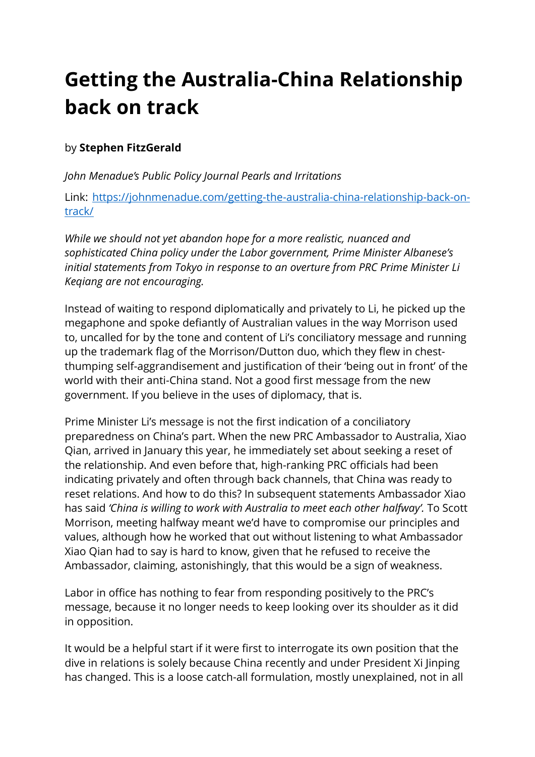# Getting the Australia-China Relationship back on track

by **Stephen FitzGerald**

*John Menadue's Public Policy Journal Pearls and Irritations*

Link: [https://johnmenadue.com/getting-the-australia-china-relationship-back-on-track/](https://johnmenadue.com/getting-the-australia-china-relationship-back-on-track/)

*While we should not yet abandon hope for a more realistic, nuanced and sophisticated China policy under the Labor government, Prime Minister Albanese's initial statements from Tokyo in response to an overture from PRC Prime Minister Li Keqiang are not encouraging.*

Instead of waiting to respond diplomatically and privately to Li, he picked up the megaphone and spoke defiantly of Australian values in the way Morrison used to, uncalled for by the tone and content of Li's conciliatory message and running up the trademark flag of the Morrison/Dutton duo, which they flew in chest-thumping self-aggrandisement and justification of their 'being out in front' of the world with their anti-China stand. Not a good first message from the new government. If you believe in the uses of diplomacy, that is.

Prime Minister Li's message is not the first indication of a conciliatory preparedness on China's part. When the new PRC Ambassador to Australia, Xiao Qian, arrived in January this year, he immediately set about seeking a reset of the relationship. And even before that, high-ranking PRC officials had been indicating privately and often through back channels, that China was ready to reset relations. And how to do this? In subsequent statements Ambassador Xiao has said *'China is willing to work with Australia to meet each other halfway'.* To Scott Morrison, meeting halfway meant we'd have to compromise our principles and values, although how he worked that out without listening to what Ambassador Xiao Qian had to say is hard to know, given that he refused to receive the Ambassador, claiming, astonishingly, that this would be a sign of weakness.

Labor in office has nothing to fear from responding positively to the PRC's message, because it no longer needs to keep looking over its shoulder as it did in opposition.

It would be a helpful start if it were first to interrogate its own position that the dive in relations is solely because China recently and under President Xi Jinping has changed. This is a loose catch-all formulation, mostly unexplained, not in all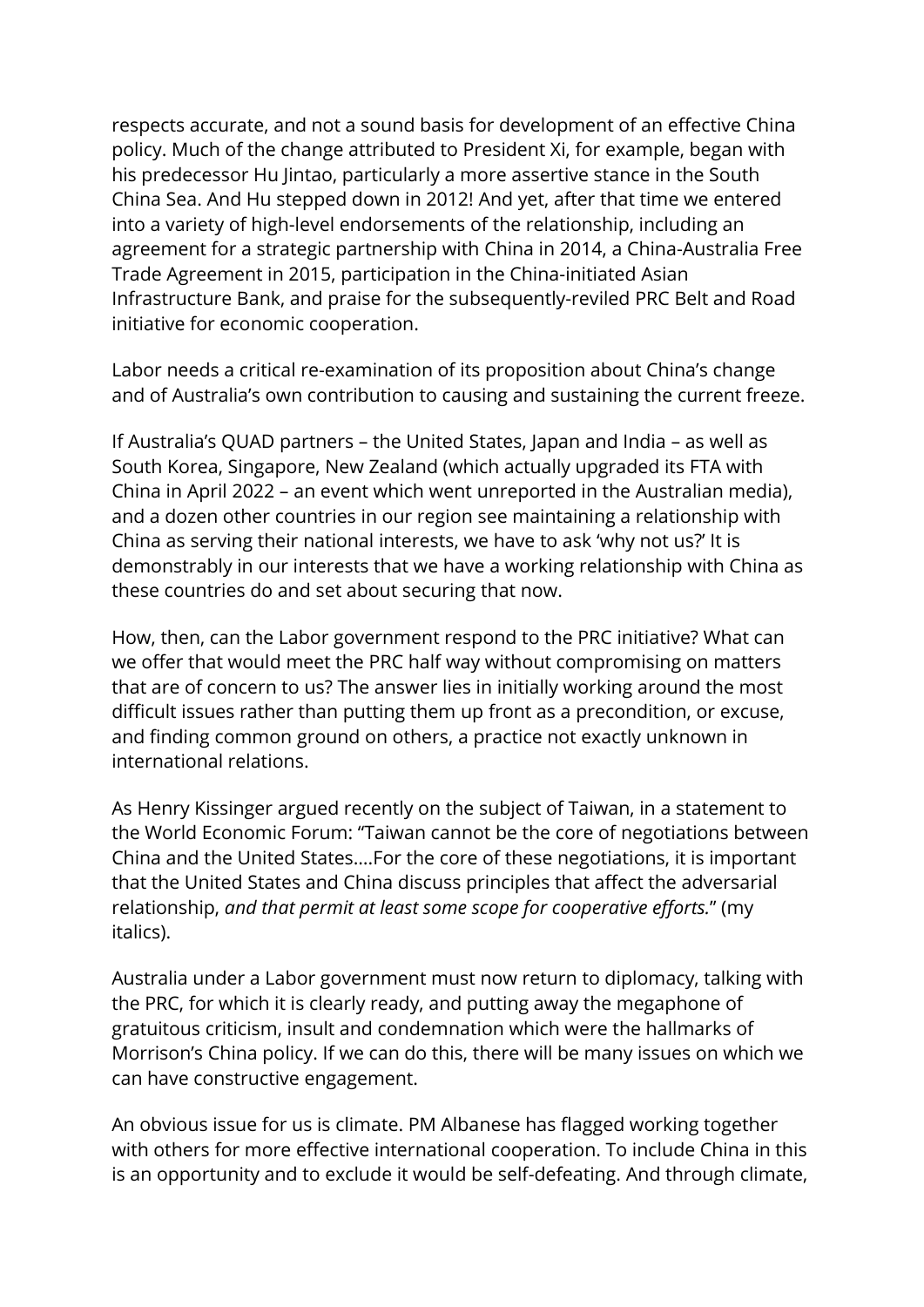respects accurate, and not a sound basis for development of an effective China policy. Much of the change attributed to President Xi, for example, began with his predecessor Hu Jintao, particularly a more assertive stance in the South China Sea. And Hu stepped down in 2012! And yet, after that time we entered into a variety of high-level endorsements of the relationship, including an agreement for a strategic partnership with China in 2014, a China-Australia Free Trade Agreement in 2015, participation in the China-initiated Asian Infrastructure Bank, and praise for the subsequently-reviled PRC Belt and Road initiative for economic cooperation.

Labor needs a critical re-examination of its proposition about China's change and of Australia's own contribution to causing and sustaining the current freeze.

If Australia's QUAD partners – the United States, Japan and India – as well as South Korea, Singapore, New Zealand (which actually upgraded its FTA with China in April 2022 – an event which went unreported in the Australian media), and a dozen other countries in our region see maintaining a relationship with China as serving their national interests, we have to ask 'why not us?' It is demonstrably in our interests that we have a working relationship with China as these countries do and set about securing that now.

How, then, can the Labor government respond to the PRC initiative? What can we offer that would meet the PRC half way without compromising on matters that are of concern to us? The answer lies in initially working around the most difficult issues rather than putting them up front as a precondition, or excuse, and finding common ground on others, a practice not exactly unknown in international relations.

As Henry Kissinger argued recently on the subject of Taiwan, in a statement to the World Economic Forum: "Taiwan cannot be the core of negotiations between China and the United States….For the core of these negotiations, it is important that the United States and China discuss principles that affect the adversarial relationship, *and that permit at least some scope for cooperative efforts.*" (my italics).

Australia under a Labor government must now return to diplomacy, talking with the PRC, for which it is clearly ready, and putting away the megaphone of gratuitous criticism, insult and condemnation which were the hallmarks of Morrison's China policy. If we can do this, there will be many issues on which we can have constructive engagement.

An obvious issue for us is climate. PM Albanese has flagged working together with others for more effective international cooperation. To include China in this is an opportunity and to exclude it would be self-defeating. And through climate,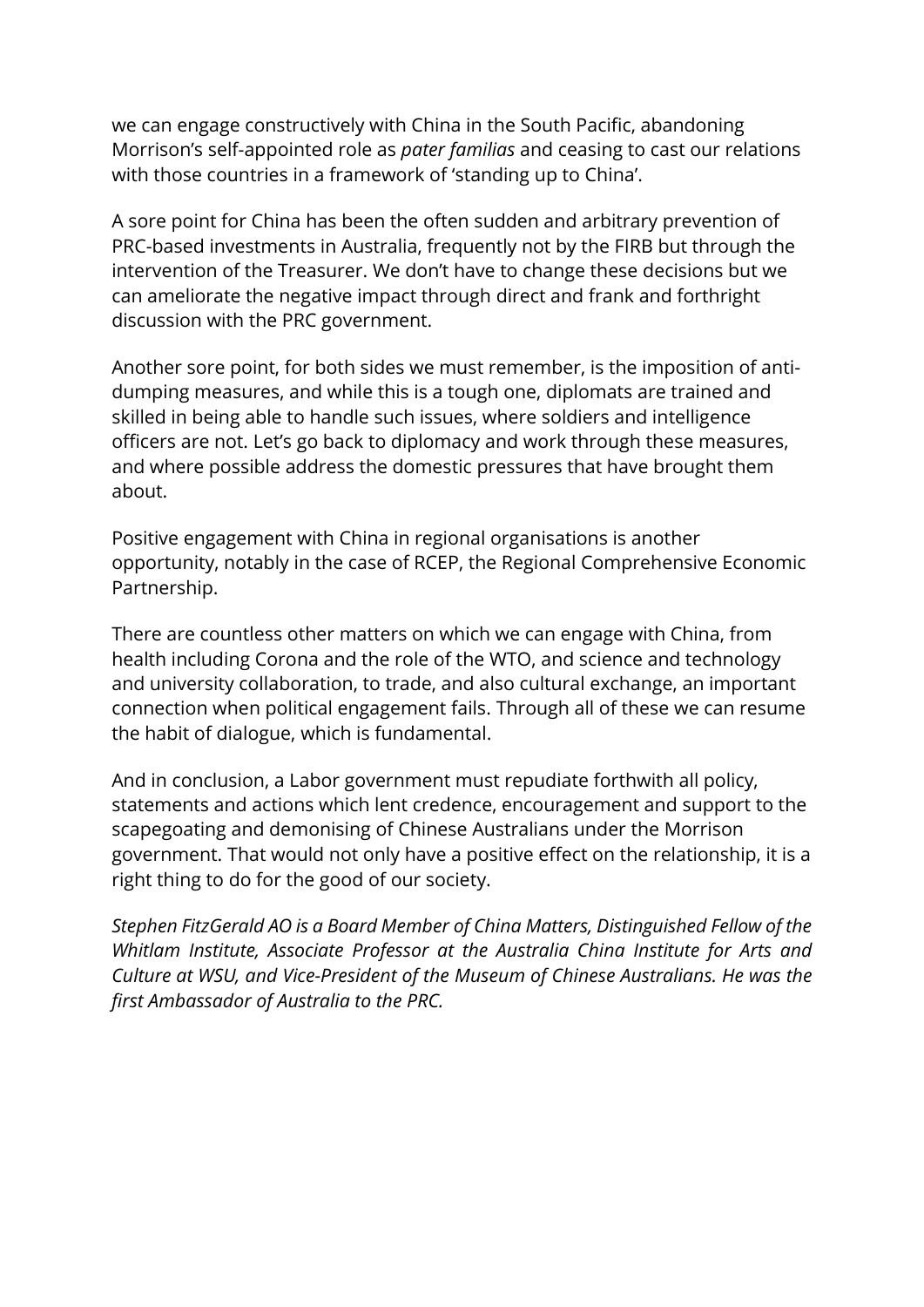we can engage constructively with China in the South Pacific, abandoning Morrison's self-appointed role as *pater familias* and ceasing to cast our relations with those countries in a framework of 'standing up to China'.

A sore point for China has been the often sudden and arbitrary prevention of PRC-based investments in Australia, frequently not by the FIRB but through the intervention of the Treasurer. We don't have to change these decisions but we can ameliorate the negative impact through direct and frank and forthright discussion with the PRC government.

Another sore point, for both sides we must remember, is the imposition of anti-dumping measures, and while this is a tough one, diplomats are trained and skilled in being able to handle such issues, where soldiers and intelligence officers are not. Let's go back to diplomacy and work through these measures, and where possible address the domestic pressures that have brought them about.

Positive engagement with China in regional organisations is another opportunity, notably in the case of RCEP, the Regional Comprehensive Economic Partnership.

There are countless other matters on which we can engage with China, from health including Corona and the role of the WTO, and science and technology and university collaboration, to trade, and also cultural exchange, an important connection when political engagement fails. Through all of these we can resume the habit of dialogue, which is fundamental.

And in conclusion, a Labor government must repudiate forthwith all policy, statements and actions which lent credence, encouragement and support to the scapegoating and demonising of Chinese Australians under the Morrison government. That would not only have a positive effect on the relationship, it is a right thing to do for the good of our society.

*Stephen FitzGerald AO is a Board Member of China Matters, Distinguished Fellow of the Whitlam Institute, Associate Professor at the Australia China Institute for Arts and Culture at WSU, and Vice-President of the Museum of Chinese Australians. He was the first Ambassador of Australia to the PRC.*